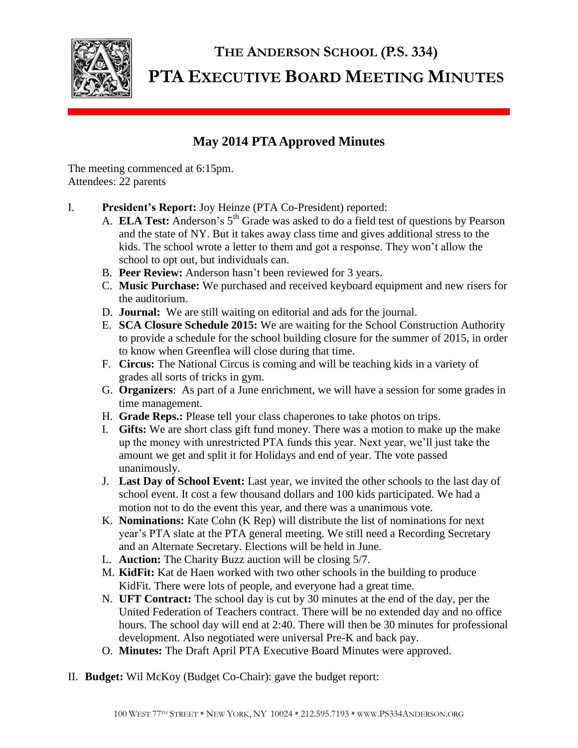# THE ANDERSON SCHOOL (P.S. 334)

# PTA EXECUTIVE BOARD MEETING MINUTES

## May 2014 PTA Approved Minutes

The meeting commenced at 6:15pm.
Attendees: 22 parents

I. **President's Report:** Joy Heinze (PTA Co-President) reported:
   A. **ELA Test:** Anderson's 5th Grade was asked to do a field test of questions by Pearson and the state of NY. But it takes away class time and gives additional stress to the kids. The school wrote a letter to them and got a response. They won't allow the school to opt out, but individuals can.
   B. **Peer Review:** Anderson hasn't been reviewed for 3 years.
   C. **Music Purchase:** We purchased and received keyboard equipment and new risers for the auditorium.
   D. **Journal:** We are still waiting on editorial and ads for the journal.
   E. **SCA Closure Schedule 2015:** We are waiting for the School Construction Authority to provide a schedule for the school building closure for the summer of 2015, in order to know when Greenflea will close during that time.
   F. **Circus:** The National Circus is coming and will be teaching kids in a variety of grades all sorts of tricks in gym.
   G. **Organizers**: As part of a June enrichment, we will have a session for some grades in time management.
   H. **Grade Reps.:** Please tell your class chaperones to take photos on trips.
   I. **Gifts:** We are short class gift fund money. There was a motion to make up the make up the money with unrestricted PTA funds this year. Next year, we'll just take the amount we get and split it for Holidays and end of year. The vote passed unanimously.
   J. **Last Day of School Event:** Last year, we invited the other schools to the last day of school event. It cost a few thousand dollars and 100 kids participated. We had a motion not to do the event this year, and there was a unanimous vote.
   K. **Nominations:** Kate Cohn (K Rep) will distribute the list of nominations for next year's PTA slate at the PTA general meeting. We still need a Recording Secretary and an Alternate Secretary. Elections will be held in June.
   L. **Auction:** The Charity Buzz auction will be closing 5/7.
   M. **KidFit:** Kat de Haen worked with two other schools in the building to produce KidFit. There were lots of people, and everyone had a great time.
   N. **UFT Contract:** The school day is cut by 30 minutes at the end of the day, per the United Federation of Teachers contract. There will be no extended day and no office hours. The school day will end at 2:40. There will then be 30 minutes for professional development. Also negotiated were universal Pre-K and back pay.
   O. **Minutes:** The Draft April PTA Executive Board Minutes were approved.

II. **Budget:** Wil McKoy (Budget Co-Chair): gave the budget report: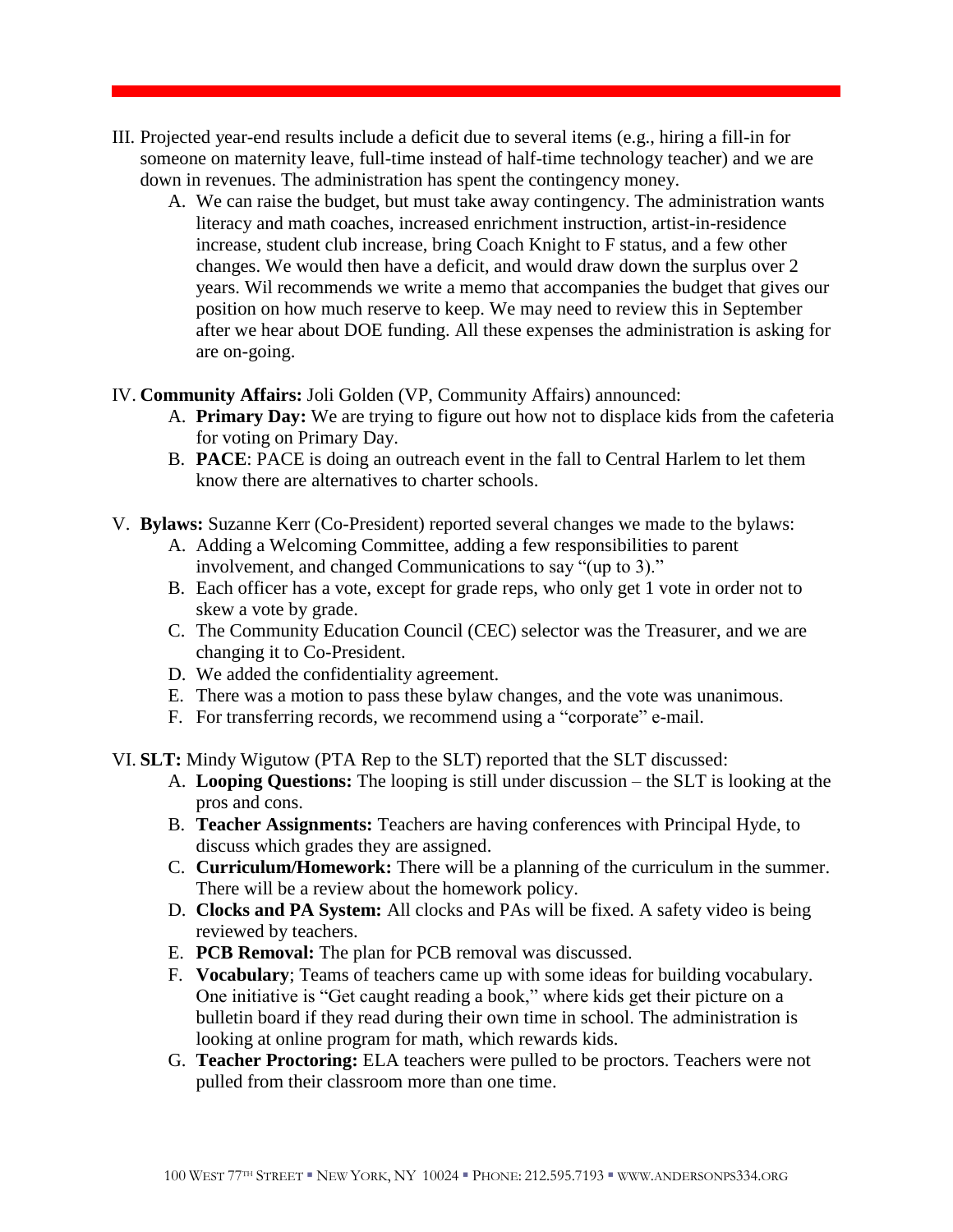III. Projected year-end results include a deficit due to several items (e.g., hiring a fill-in for someone on maternity leave, full-time instead of half-time technology teacher) and we are down in revenues. The administration has spent the contingency money.

   A. We can raise the budget, but must take away contingency. The administration wants literacy and math coaches, increased enrichment instruction, artist-in-residence increase, student club increase, bring Coach Knight to F status, and a few other changes. We would then have a deficit, and would draw down the surplus over 2 years. Wil recommends we write a memo that accompanies the budget that gives our position on how much reserve to keep. We may need to review this in September after we hear about DOE funding. All these expenses the administration is asking for are on-going.

IV. **Community Affairs:** Joli Golden (VP, Community Affairs) announced:

   A. **Primary Day:** We are trying to figure out how not to displace kids from the cafeteria for voting on Primary Day.
   B. **PACE**: PACE is doing an outreach event in the fall to Central Harlem to let them know there are alternatives to charter schools.

V. **Bylaws:** Suzanne Kerr (Co-President) reported several changes we made to the bylaws:

   A. Adding a Welcoming Committee, adding a few responsibilities to parent involvement, and changed Communications to say "(up to 3)."
   B. Each officer has a vote, except for grade reps, who only get 1 vote in order not to skew a vote by grade.
   C. The Community Education Council (CEC) selector was the Treasurer, and we are changing it to Co-President.
   D. We added the confidentiality agreement.
   E. There was a motion to pass these bylaw changes, and the vote was unanimous.
   F. For transferring records, we recommend using a "corporate" e-mail.

VI. **SLT:** Mindy Wigutow (PTA Rep to the SLT) reported that the SLT discussed:

   A. **Looping Questions:** The looping is still under discussion – the SLT is looking at the pros and cons.
   B. **Teacher Assignments:** Teachers are having conferences with Principal Hyde, to discuss which grades they are assigned.
   C. **Curriculum/Homework:** There will be a planning of the curriculum in the summer. There will be a review about the homework policy.
   D. **Clocks and PA System:** All clocks and PAs will be fixed. A safety video is being reviewed by teachers.
   E. **PCB Removal:** The plan for PCB removal was discussed.
   F. **Vocabulary**; Teams of teachers came up with some ideas for building vocabulary. One initiative is "Get caught reading a book," where kids get their picture on a bulletin board if they read during their own time in school. The administration is looking at online program for math, which rewards kids.
   G. **Teacher Proctoring:** ELA teachers were pulled to be proctors. Teachers were not pulled from their classroom more than one time.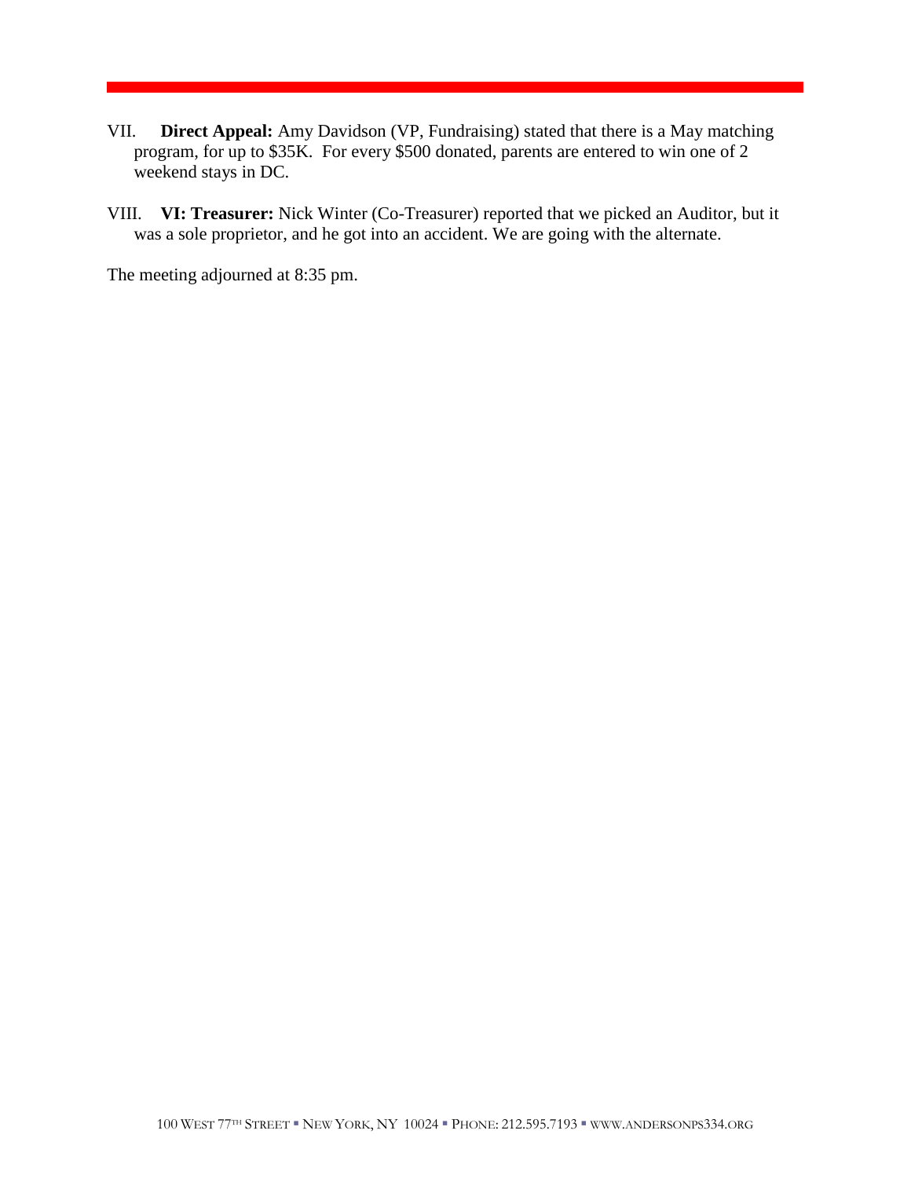VII. **Direct Appeal:** Amy Davidson (VP, Fundraising) stated that there is a May matching program, for up to $35K. For every $500 donated, parents are entered to win one of 2 weekend stays in DC.

VIII. **VI: Treasurer:** Nick Winter (Co-Treasurer) reported that we picked an Auditor, but it was a sole proprietor, and he got into an accident. We are going with the alternate.

The meeting adjourned at 8:35 pm.